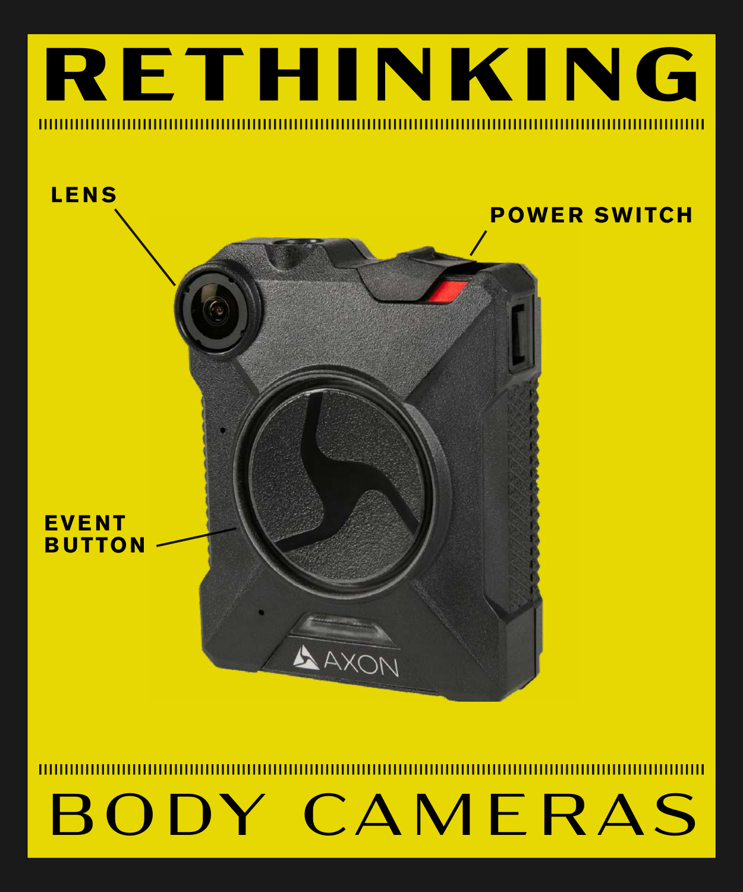# RETHINKING

LENS

POWER SWITCH

EVENT BUTTON

AXON

# BODY CAMERAS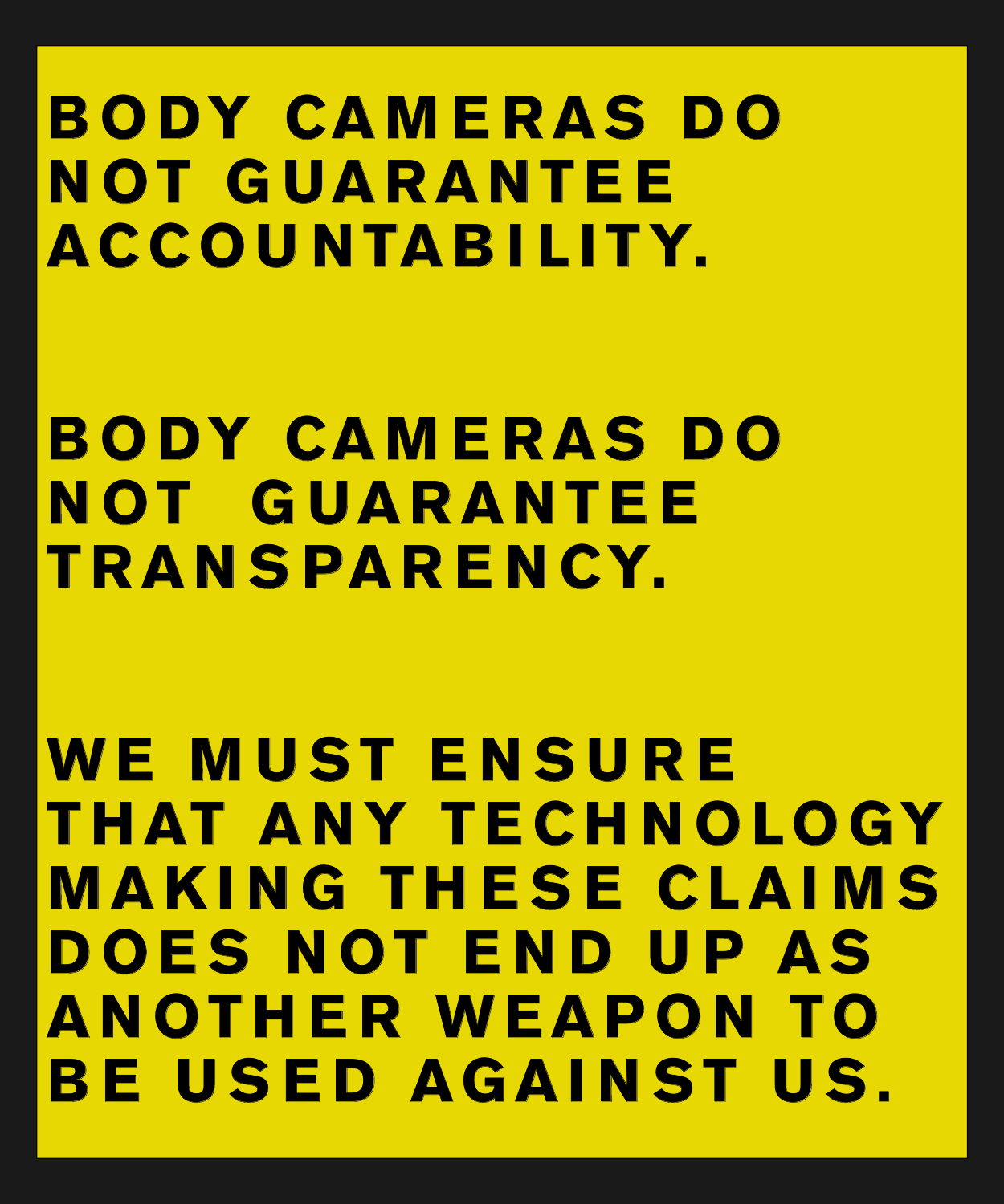**BODY CAMERAS DO NOT GUARANTEE ACCOUNTABILITY.**

**BODY CAMERAS DO NOT GUARANTEE TRANSPARENCY.**

**WE MUST ENSURE THAT ANY TECHNOLOGY MAKING THESE CLAIMS DOES NOT END UP AS ANOTHER WEAPON TO BE USED AGAINST US.**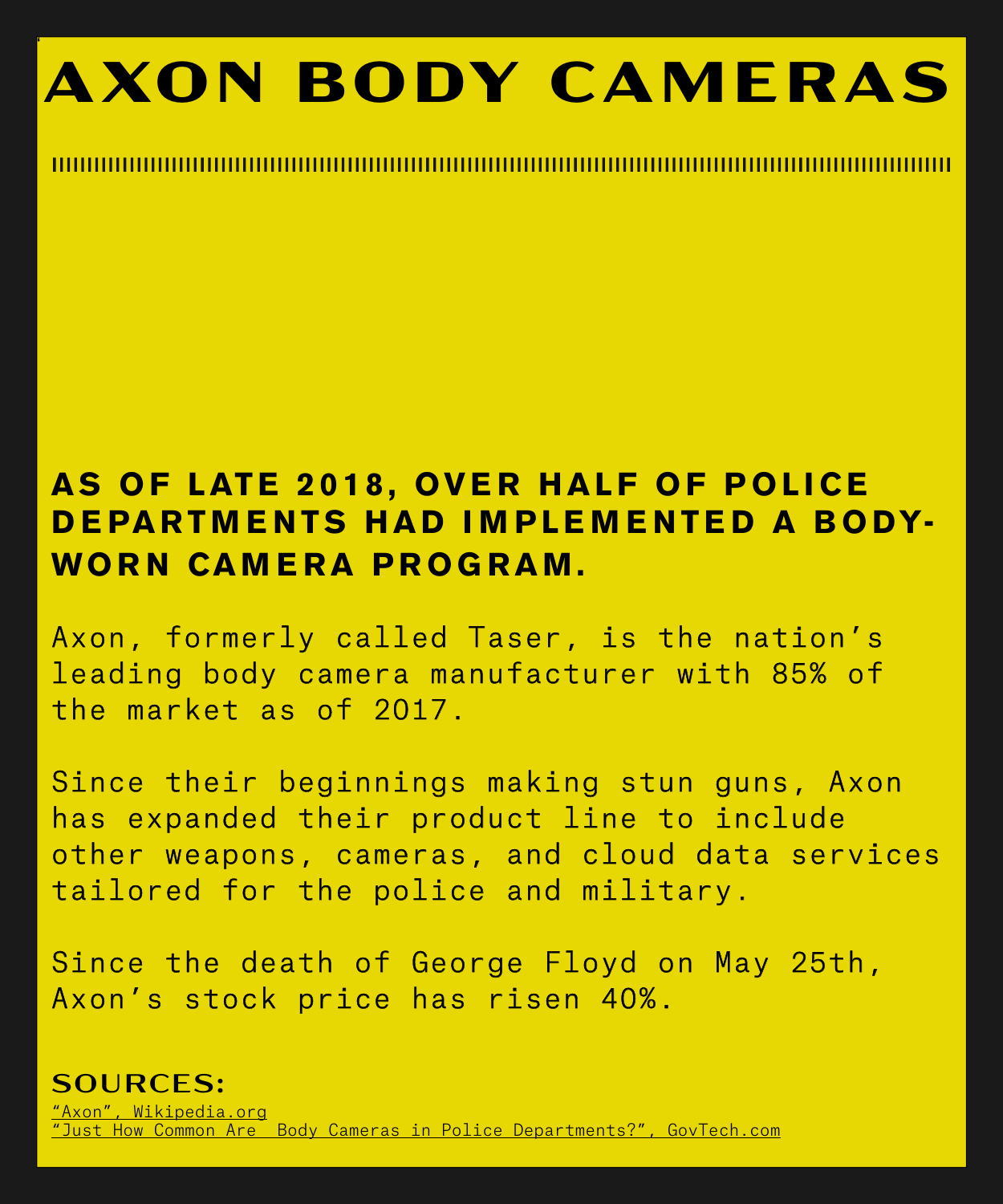# AXON BODY CAMERAS

## AS OF LATE 2018, OVER HALF OF POLICE DEPARTMENTS HAD IMPLEMENTED A BODY-WORN CAMERA PROGRAM.

Axon, formerly called Taser, is the nation's leading body camera manufacturer with 85% of the market as of 2017.

Since their beginnings making stun guns, Axon has expanded their product line to include other weapons, cameras, and cloud data services tailored for the police and military.

Since the death of George Floyd on May 25th, Axon's stock price has risen 40%.

### SOURCES:

"Axon", Wikipedia.org
"Just How Common Are Body Cameras in Police Departments?", GovTech.com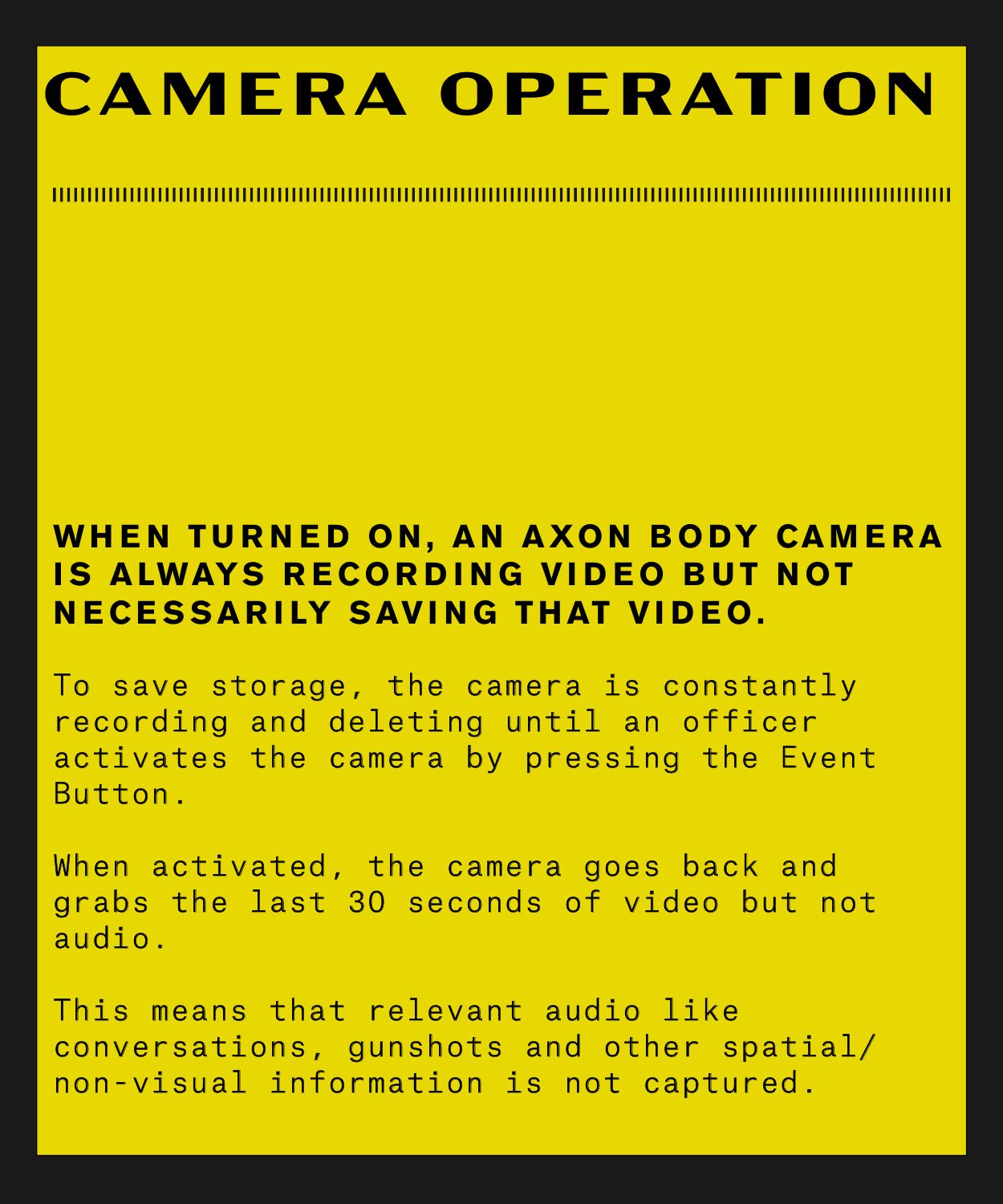# CAMERA OPERATION

**WHEN TURNED ON, AN AXON BODY CAMERA IS ALWAYS RECORDING VIDEO BUT NOT NECESSARILY SAVING THAT VIDEO.**

To save storage, the camera is constantly recording and deleting until an officer activates the camera by pressing the Event Button.

When activated, the camera goes back and grabs the last 30 seconds of video but not audio.

This means that relevant audio like conversations, gunshots and other spatial/non-visual information is not captured.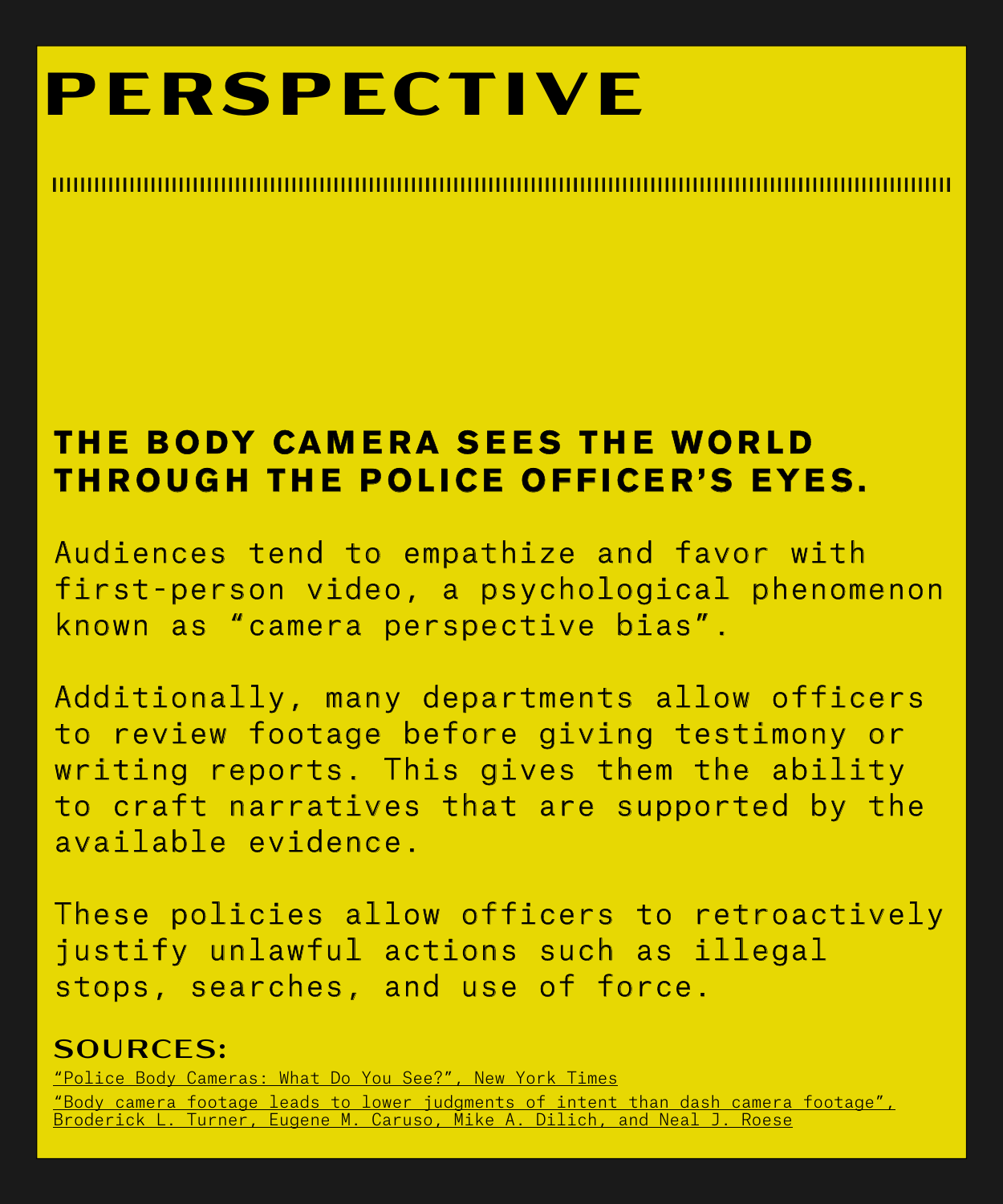# PERSPECTIVE

## THE BODY CAMERA SEES THE WORLD THROUGH THE POLICE OFFICER'S EYES.

Audiences tend to empathize and favor with first-person video, a psychological phenomenon known as "camera perspective bias".

Additionally, many departments allow officers to review footage before giving testimony or writing reports. This gives them the ability to craft narratives that are supported by the available evidence.

These policies allow officers to retroactively justify unlawful actions such as illegal stops, searches, and use of force.

### SOURCES:

"Police Body Cameras: What Do You See?", New York Times

"Body camera footage leads to lower judgments of intent than dash camera footage", Broderick L. Turner, Eugene M. Caruso, Mike A. Dilich, and Neal J. Roese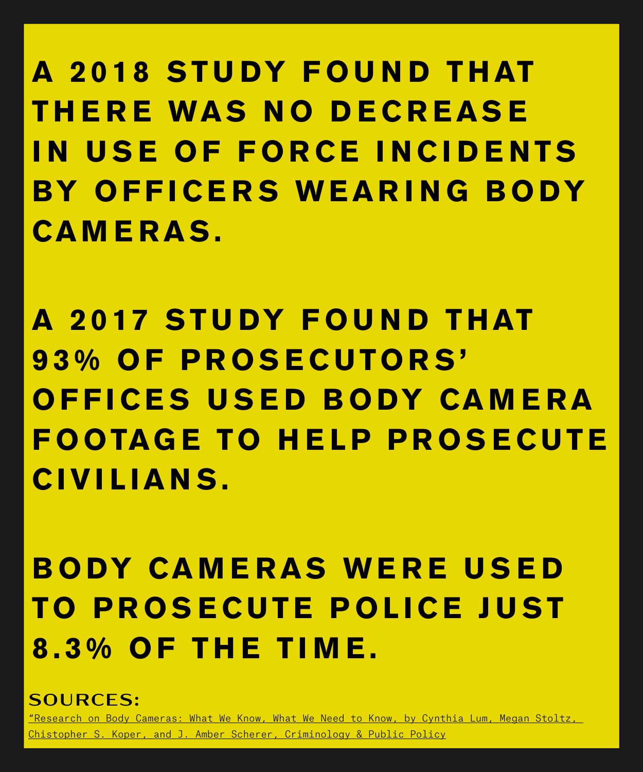A 2018 STUDY FOUND THAT THERE WAS NO DECREASE IN USE OF FORCE INCIDENTS BY OFFICERS WEARING BODY CAMERAS.

A 2017 STUDY FOUND THAT 93% OF PROSECUTORS' OFFICES USED BODY CAMERA FOOTAGE TO HELP PROSECUTE CIVILIANS.

BODY CAMERAS WERE USED TO PROSECUTE POLICE JUST 8.3% OF THE TIME.

SOURCES:

"Research on Body Cameras: What We Know, What We Need to Know, by Cynthia Lum, Megan Stoltz, Chistopher S. Koper, and J. Amber Scherer, Criminology & Public Policy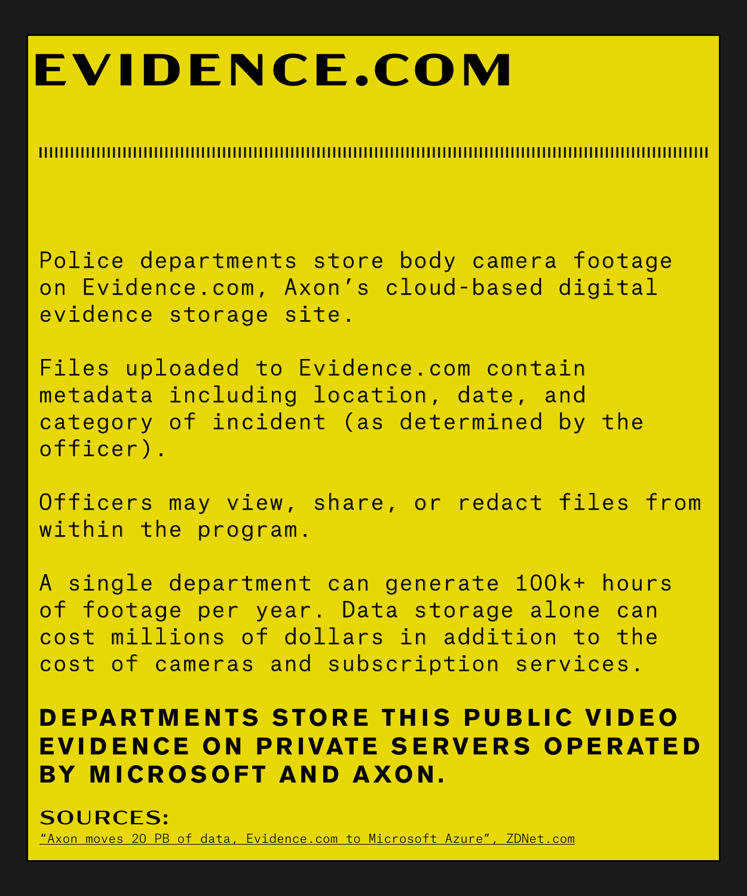# EVIDENCE.COM

Police departments store body camera footage on Evidence.com, Axon's cloud-based digital evidence storage site.

Files uploaded to Evidence.com contain metadata including location, date, and category of incident (as determined by the officer).

Officers may view, share, or redact files from within the program.

A single department can generate 100k+ hours of footage per year. Data storage alone can cost millions of dollars in addition to the cost of cameras and subscription services.

**DEPARTMENTS STORE THIS PUBLIC VIDEO EVIDENCE ON PRIVATE SERVERS OPERATED BY MICROSOFT AND AXON.**

## SOURCES:

"Axon moves 20 PB of data, Evidence.com to Microsoft Azure", ZDNet.com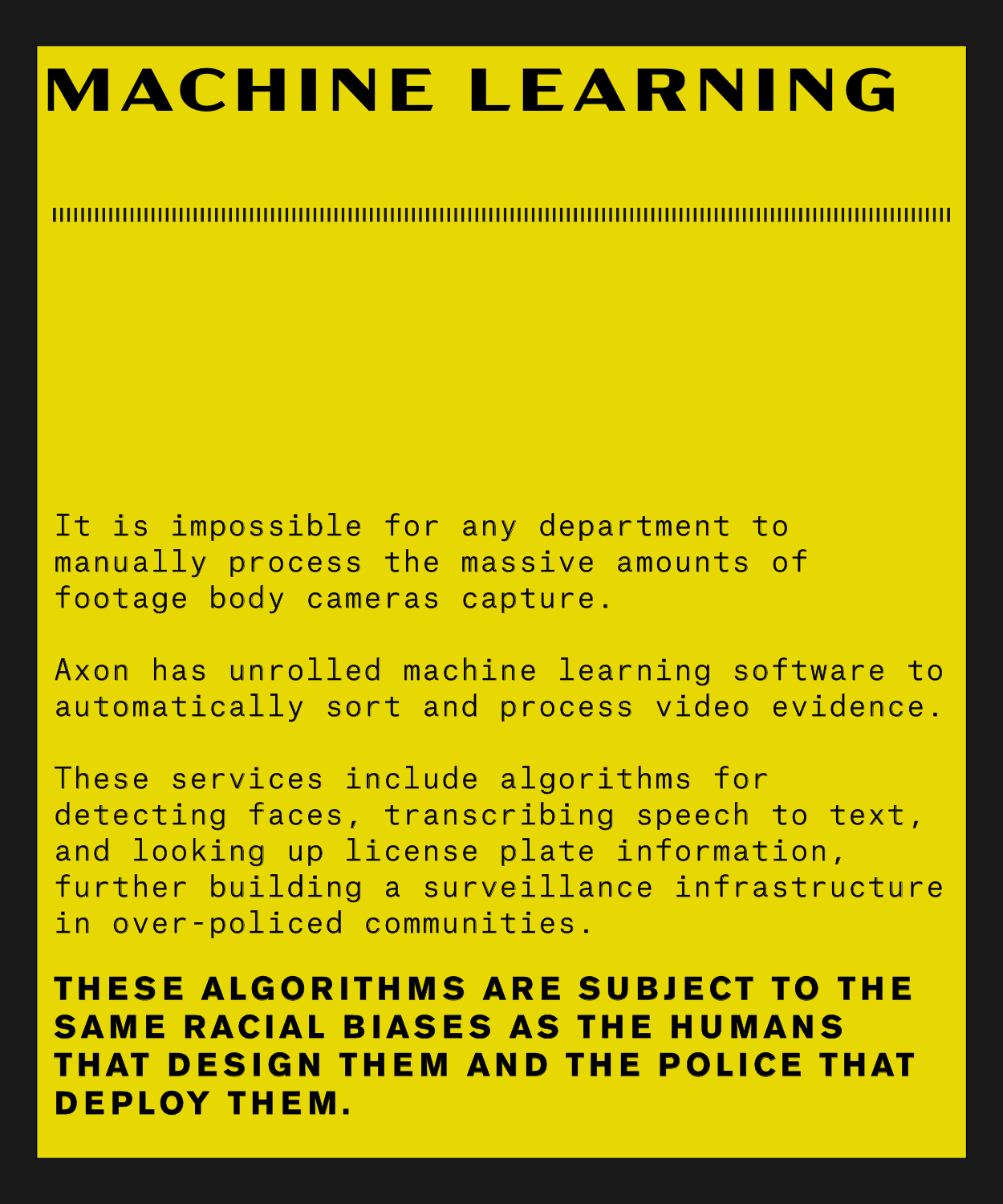# MACHINE LEARNING

It is impossible for any department to manually process the massive amounts of footage body cameras capture.

Axon has unrolled machine learning software to automatically sort and process video evidence.

These services include algorithms for detecting faces, transcribing speech to text, and looking up license plate information, further building a surveillance infrastructure in over-policed communities.

**THESE ALGORITHMS ARE SUBJECT TO THE SAME RACIAL BIASES AS THE HUMANS THAT DESIGN THEM AND THE POLICE THAT DEPLOY THEM.**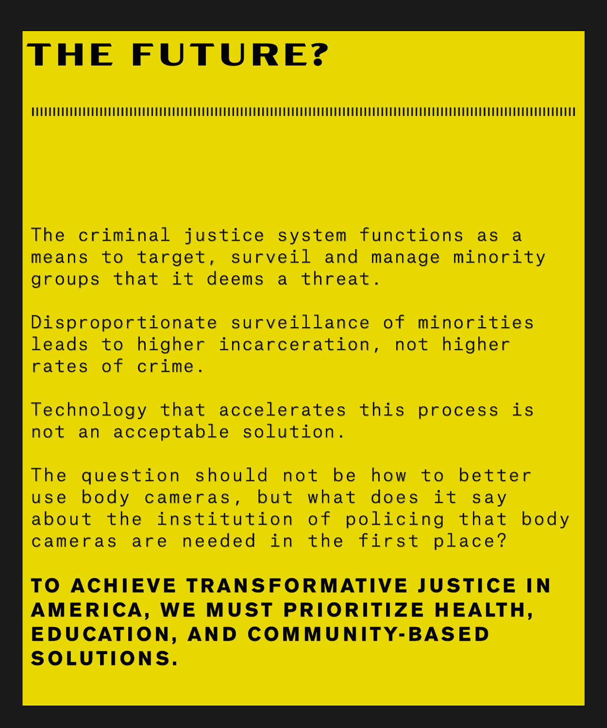# THE FUTURE?

The criminal justice system functions as a means to target, surveil and manage minority groups that it deems a threat.

Disproportionate surveillance of minorities leads to higher incarceration, not higher rates of crime.

Technology that accelerates this process is not an acceptable solution.

The question should not be how to better use body cameras, but what does it say about the institution of policing that body cameras are needed in the first place?

**TO ACHIEVE TRANSFORMATIVE JUSTICE IN AMERICA, WE MUST PRIORITIZE HEALTH, EDUCATION, AND COMMUNITY-BASED SOLUTIONS.**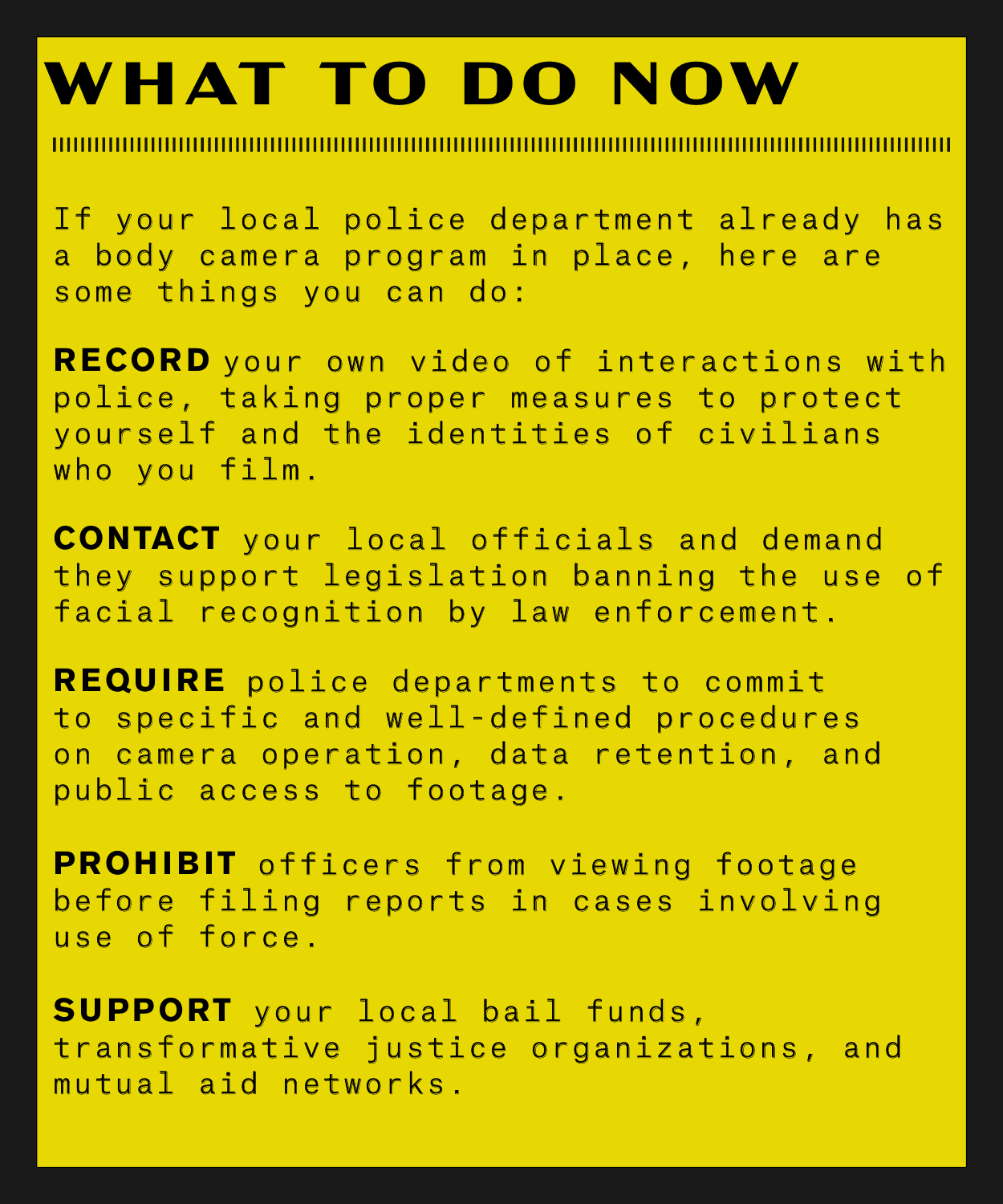# WHAT TO DO NOW

If your local police department already has a body camera program in place, here are some things you can do:

**RECORD** your own video of interactions with police, taking proper measures to protect yourself and the identities of civilians who you film.

**CONTACT** your local officials and demand they support legislation banning the use of facial recognition by law enforcement.

**REQUIRE** police departments to commit to specific and well-defined procedures on camera operation, data retention, and public access to footage.

**PROHIBIT** officers from viewing footage before filing reports in cases involving use of force.

**SUPPORT** your local bail funds, transformative justice organizations, and mutual aid networks.